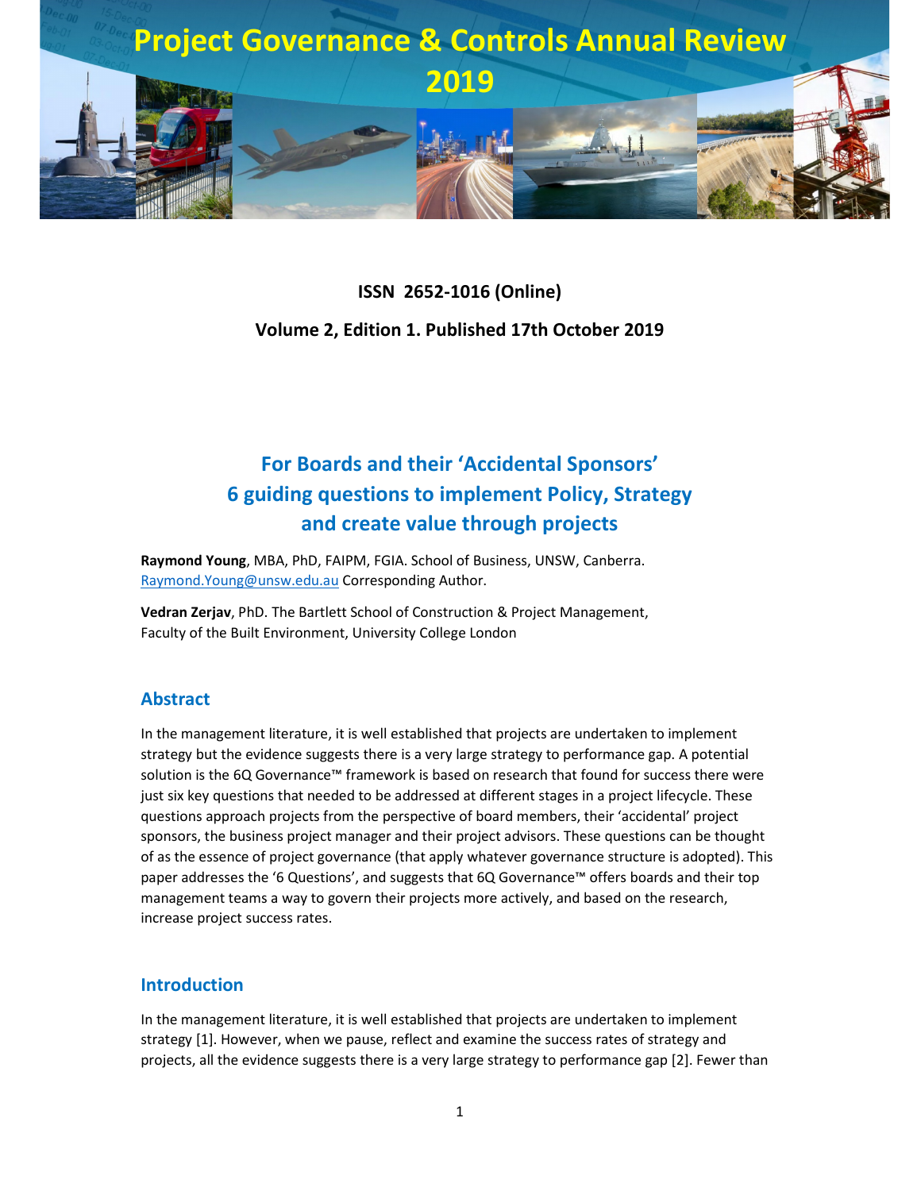# Project Governance & Controls Annual Review 2019

**ISSN 2652-1016 (Online)**

**Volume 2, Edition 1. Published 17th October 2019**

## For Boards and their 'Accidental Sponsors' 6 guiding questions to implement Policy, Strategy and create value through projects

**Raymond Young**, MBA, PhD, FAIPM, FGIA. School of Business, UNSW, Canberra. Raymond.Young@unsw.edu.au Corresponding Author.

**Vedran Zerjav**, PhD. The Bartlett School of Construction & Project Management, Faculty of the Built Environment, University College London

### Abstract

In the management literature, it is well established that projects are undertaken to implement strategy but the evidence suggests there is a very large strategy to performance gap. A potential solution is the 6Q Governance™ framework is based on research that found for success there were just six key questions that needed to be addressed at different stages in a project lifecycle. These questions approach projects from the perspective of board members, their 'accidental' project sponsors, the business project manager and their project advisors. These questions can be thought of as the essence of project governance (that apply whatever governance structure is adopted). This paper addresses the '6 Questions', and suggests that 6Q Governance™ offers boards and their top management teams a way to govern their projects more actively, and based on the research, increase project success rates.

### Introduction

In the management literature, it is well established that projects are undertaken to implement strategy [1]. However, when we pause, reflect and examine the success rates of strategy and projects, all the evidence suggests there is a very large strategy to performance gap [2]. Fewer than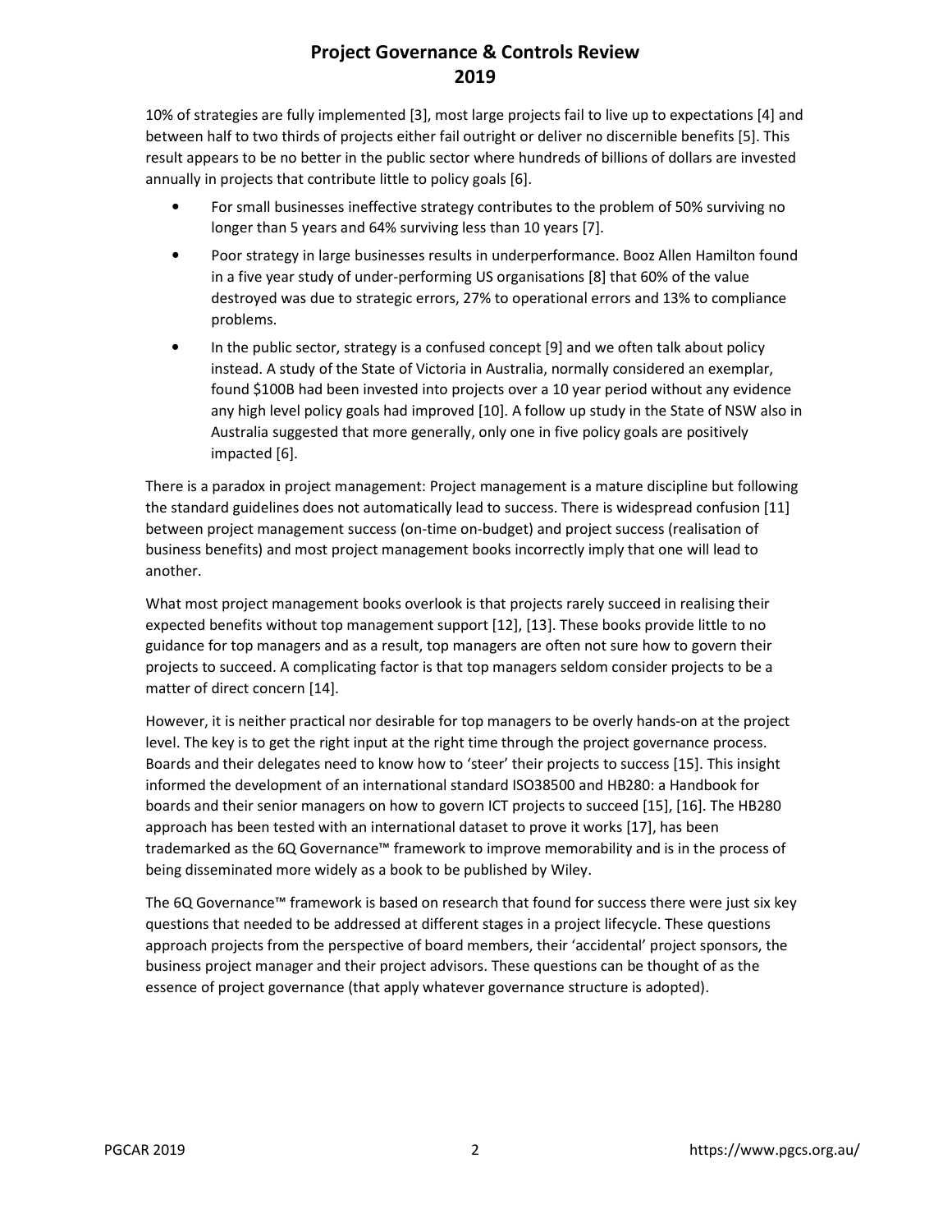10% of strategies are fully implemented [3], most large projects fail to live up to expectations [4] and between half to two thirds of projects either fail outright or deliver no discernible benefits [5]. This result appears to be no better in the public sector where hundreds of billions of dollars are invested annually in projects that contribute little to policy goals [6].

- For small businesses ineffective strategy contributes to the problem of 50% surviving no longer than 5 years and 64% surviving less than 10 years [7].
- Poor strategy in large businesses results in underperformance. Booz Allen Hamilton found in a five year study of under-performing US organisations [8] that 60% of the value destroyed was due to strategic errors, 27% to operational errors and 13% to compliance problems.
- In the public sector, strategy is a confused concept [9] and we often talk about policy instead. A study of the State of Victoria in Australia, normally considered an exemplar, found $100B had been invested into projects over a 10 year period without any evidence any high level policy goals had improved [10]. A follow up study in the State of NSW also in Australia suggested that more generally, only one in five policy goals are positively impacted [6].

There is a paradox in project management: Project management is a mature discipline but following the standard guidelines does not automatically lead to success. There is widespread confusion [11] between project management success (on-time on-budget) and project success (realisation of business benefits) and most project management books incorrectly imply that one will lead to another.

What most project management books overlook is that projects rarely succeed in realising their expected benefits without top management support [12], [13]. These books provide little to no guidance for top managers and as a result, top managers are often not sure how to govern their projects to succeed. A complicating factor is that top managers seldom consider projects to be a matter of direct concern [14].

However, it is neither practical nor desirable for top managers to be overly hands-on at the project level. The key is to get the right input at the right time through the project governance process. Boards and their delegates need to know how to 'steer' their projects to success [15]. This insight informed the development of an international standard ISO38500 and HB280: a Handbook for boards and their senior managers on how to govern ICT projects to succeed [15], [16]. The HB280 approach has been tested with an international dataset to prove it works [17], has been trademarked as the 6Q Governance™ framework to improve memorability and is in the process of being disseminated more widely as a book to be published by Wiley.

The 6Q Governance™ framework is based on research that found for success there were just six key questions that needed to be addressed at different stages in a project lifecycle. These questions approach projects from the perspective of board members, their 'accidental' project sponsors, the business project manager and their project advisors. These questions can be thought of as the essence of project governance (that apply whatever governance structure is adopted).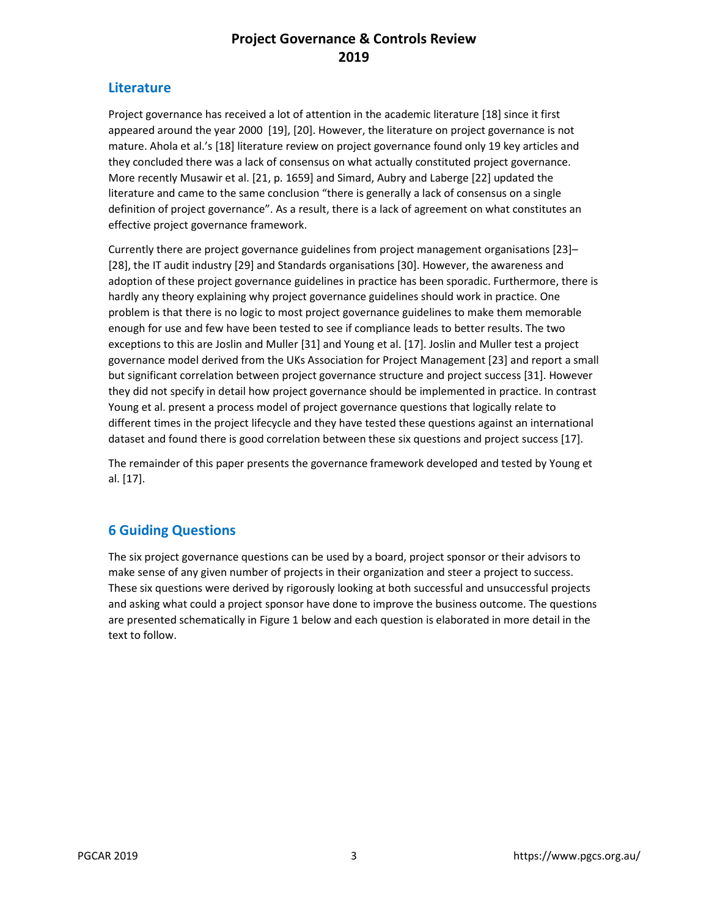## Literature

Project governance has received a lot of attention in the academic literature [18] since it first appeared around the year 2000 [19], [20]. However, the literature on project governance is not mature. Ahola et al.'s [18] literature review on project governance found only 19 key articles and they concluded there was a lack of consensus on what actually constituted project governance. More recently Musawir et al. [21, p. 1659] and Simard, Aubry and Laberge [22] updated the literature and came to the same conclusion "there is generally a lack of consensus on a single definition of project governance". As a result, there is a lack of agreement on what constitutes an effective project governance framework.

Currently there are project governance guidelines from project management organisations [23]–[28], the IT audit industry [29] and Standards organisations [30]. However, the awareness and adoption of these project governance guidelines in practice has been sporadic. Furthermore, there is hardly any theory explaining why project governance guidelines should work in practice. One problem is that there is no logic to most project governance guidelines to make them memorable enough for use and few have been tested to see if compliance leads to better results. The two exceptions to this are Joslin and Muller [31] and Young et al. [17]. Joslin and Muller test a project governance model derived from the UKs Association for Project Management [23] and report a small but significant correlation between project governance structure and project success [31]. However they did not specify in detail how project governance should be implemented in practice. In contrast Young et al. present a process model of project governance questions that logically relate to different times in the project lifecycle and they have tested these questions against an international dataset and found there is good correlation between these six questions and project success [17].

The remainder of this paper presents the governance framework developed and tested by Young et al. [17].

## 6 Guiding Questions

The six project governance questions can be used by a board, project sponsor or their advisors to make sense of any given number of projects in their organization and steer a project to success. These six questions were derived by rigorously looking at both successful and unsuccessful projects and asking what could a project sponsor have done to improve the business outcome. The questions are presented schematically in Figure 1 below and each question is elaborated in more detail in the text to follow.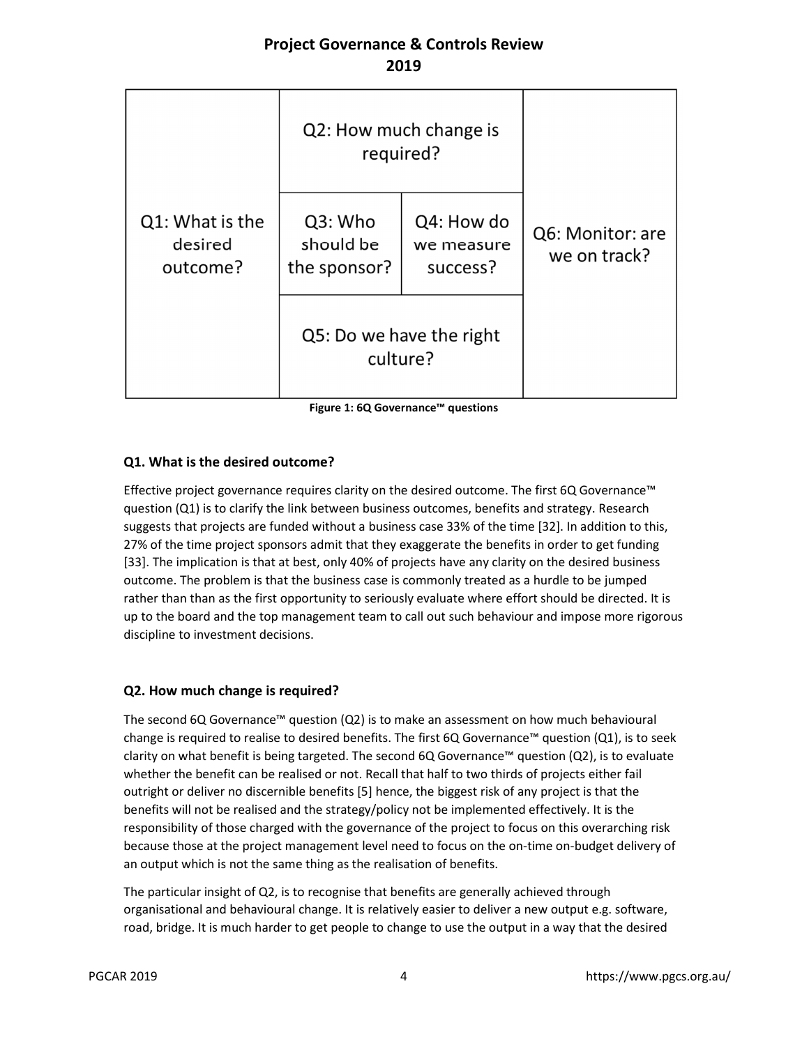| Q1: What is the desired outcome? | Q2: How much change is required? | | Q6: Monitor: are we on track? |
|---|---|---|---|
| | Q3: Who should be the sponsor? | Q4: How do we measure success? | |
| | Q5: Do we have the right culture? | | |

**Figure 1: 6Q Governance™ questions**

### Q1. What is the desired outcome?

Effective project governance requires clarity on the desired outcome. The first 6Q Governance™ question (Q1) is to clarify the link between business outcomes, benefits and strategy. Research suggests that projects are funded without a business case 33% of the time [32]. In addition to this, 27% of the time project sponsors admit that they exaggerate the benefits in order to get funding [33]. The implication is that at best, only 40% of projects have any clarity on the desired business outcome. The problem is that the business case is commonly treated as a hurdle to be jumped rather than than as the first opportunity to seriously evaluate where effort should be directed. It is up to the board and the top management team to call out such behaviour and impose more rigorous discipline to investment decisions.

### Q2. How much change is required?

The second 6Q Governance™ question (Q2) is to make an assessment on how much behavioural change is required to realise to desired benefits. The first 6Q Governance™ question (Q1), is to seek clarity on what benefit is being targeted. The second 6Q Governance™ question (Q2), is to evaluate whether the benefit can be realised or not. Recall that half to two thirds of projects either fail outright or deliver no discernible benefits [5] hence, the biggest risk of any project is that the benefits will not be realised and the strategy/policy not be implemented effectively. It is the responsibility of those charged with the governance of the project to focus on this overarching risk because those at the project management level need to focus on the on-time on-budget delivery of an output which is not the same thing as the realisation of benefits.

The particular insight of Q2, is to recognise that benefits are generally achieved through organisational and behavioural change. It is relatively easier to deliver a new output e.g. software, road, bridge. It is much harder to get people to change to use the output in a way that the desired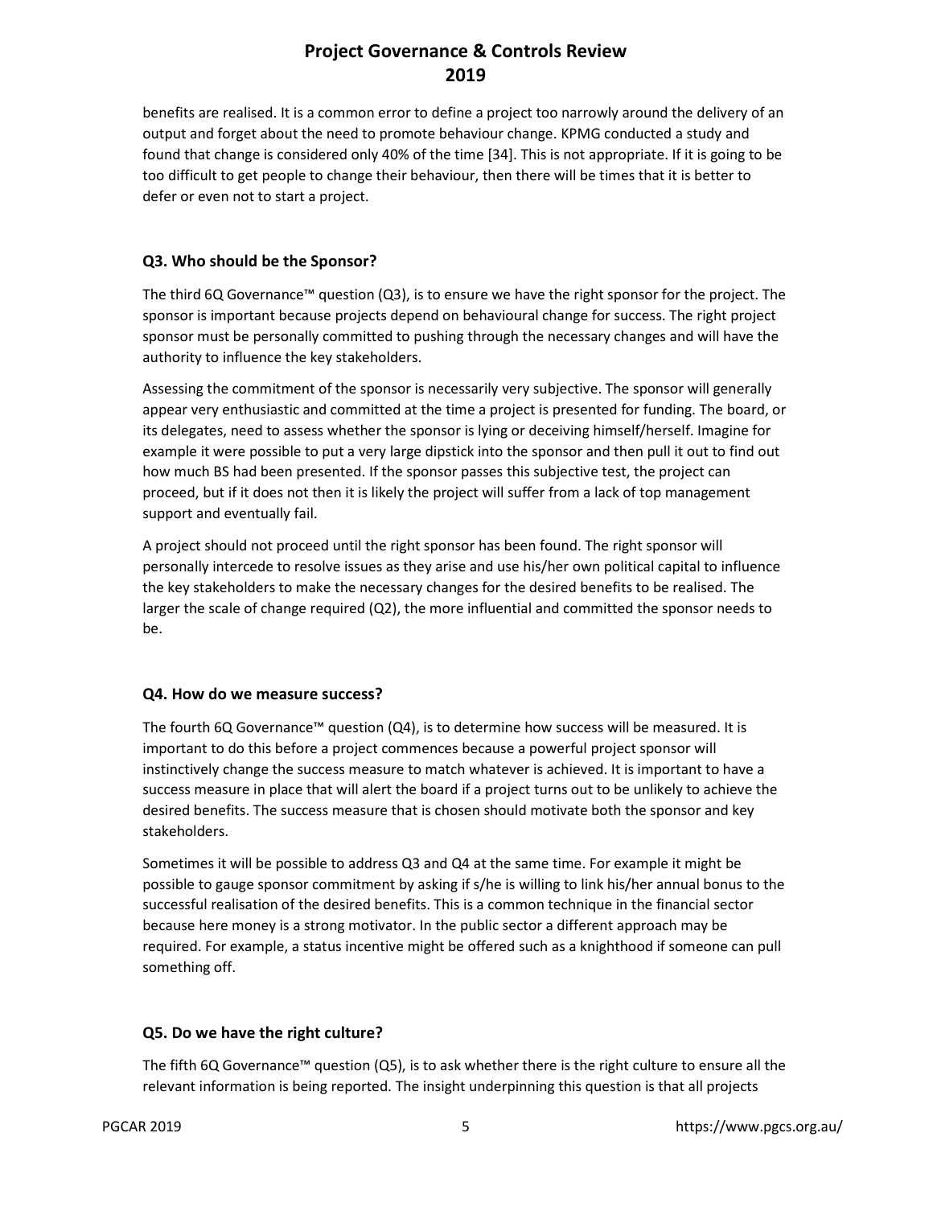benefits are realised. It is a common error to define a project too narrowly around the delivery of an output and forget about the need to promote behaviour change. KPMG conducted a study and found that change is considered only 40% of the time [34]. This is not appropriate. If it is going to be too difficult to get people to change their behaviour, then there will be times that it is better to defer or even not to start a project.

### Q3. Who should be the Sponsor?

The third 6Q Governance™ question (Q3), is to ensure we have the right sponsor for the project. The sponsor is important because projects depend on behavioural change for success. The right project sponsor must be personally committed to pushing through the necessary changes and will have the authority to influence the key stakeholders.

Assessing the commitment of the sponsor is necessarily very subjective. The sponsor will generally appear very enthusiastic and committed at the time a project is presented for funding. The board, or its delegates, need to assess whether the sponsor is lying or deceiving himself/herself. Imagine for example it were possible to put a very large dipstick into the sponsor and then pull it out to find out how much BS had been presented. If the sponsor passes this subjective test, the project can proceed, but if it does not then it is likely the project will suffer from a lack of top management support and eventually fail.

A project should not proceed until the right sponsor has been found. The right sponsor will personally intercede to resolve issues as they arise and use his/her own political capital to influence the key stakeholders to make the necessary changes for the desired benefits to be realised. The larger the scale of change required (Q2), the more influential and committed the sponsor needs to be.

### Q4. How do we measure success?

The fourth 6Q Governance™ question (Q4), is to determine how success will be measured. It is important to do this before a project commences because a powerful project sponsor will instinctively change the success measure to match whatever is achieved. It is important to have a success measure in place that will alert the board if a project turns out to be unlikely to achieve the desired benefits. The success measure that is chosen should motivate both the sponsor and key stakeholders.

Sometimes it will be possible to address Q3 and Q4 at the same time. For example it might be possible to gauge sponsor commitment by asking if s/he is willing to link his/her annual bonus to the successful realisation of the desired benefits. This is a common technique in the financial sector because here money is a strong motivator. In the public sector a different approach may be required. For example, a status incentive might be offered such as a knighthood if someone can pull something off.

### Q5. Do we have the right culture?

The fifth 6Q Governance™ question (Q5), is to ask whether there is the right culture to ensure all the relevant information is being reported. The insight underpinning this question is that all projects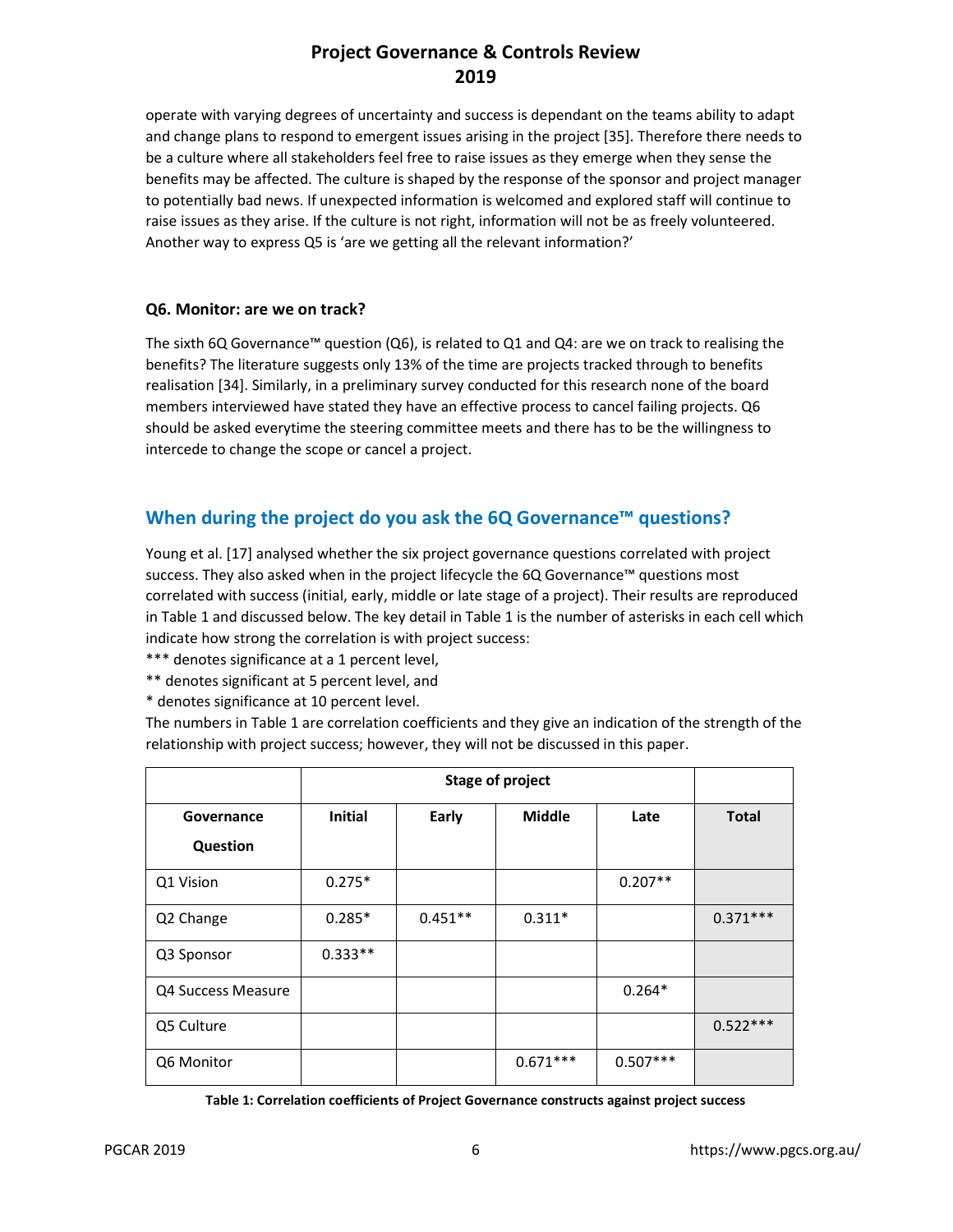operate with varying degrees of uncertainty and success is dependant on the teams ability to adapt and change plans to respond to emergent issues arising in the project [35]. Therefore there needs to be a culture where all stakeholders feel free to raise issues as they emerge when they sense the benefits may be affected. The culture is shaped by the response of the sponsor and project manager to potentially bad news. If unexpected information is welcomed and explored staff will continue to raise issues as they arise. If the culture is not right, information will not be as freely volunteered. Another way to express Q5 is 'are we getting all the relevant information?'

### Q6. Monitor: are we on track?

The sixth 6Q Governance™ question (Q6), is related to Q1 and Q4: are we on track to realising the benefits? The literature suggests only 13% of the time are projects tracked through to benefits realisation [34]. Similarly, in a preliminary survey conducted for this research none of the board members interviewed have stated they have an effective process to cancel failing projects. Q6 should be asked everytime the steering committee meets and there has to be the willingness to intercede to change the scope or cancel a project.

## When during the project do you ask the 6Q Governance™ questions?

Young et al. [17] analysed whether the six project governance questions correlated with project success. They also asked when in the project lifecycle the 6Q Governance™ questions most correlated with success (initial, early, middle or late stage of a project). Their results are reproduced in Table 1 and discussed below. The key detail in Table 1 is the number of asterisks in each cell which indicate how strong the correlation is with project success:

*** denotes significance at a 1 percent level,

** denotes significant at 5 percent level, and

* denotes significance at 10 percent level.

The numbers in Table 1 are correlation coefficients and they give an indication of the strength of the relationship with project success; however, they will not be discussed in this paper.

| | Stage of project | | | | |
|---|---|---|---|---|---|
| **Governance Question** | **Initial** | **Early** | **Middle** | **Late** | **Total** |
| Q1 Vision | 0.275* | | | 0.207** | |
| Q2 Change | 0.285* | 0.451** | 0.311* | | 0.371*** |
| Q3 Sponsor | 0.333** | | | | |
| Q4 Success Measure | | | | 0.264* | |
| Q5 Culture | | | | | 0.522*** |
| Q6 Monitor | | | 0.671*** | 0.507*** | |

**Table 1: Correlation coefficients of Project Governance constructs against project success**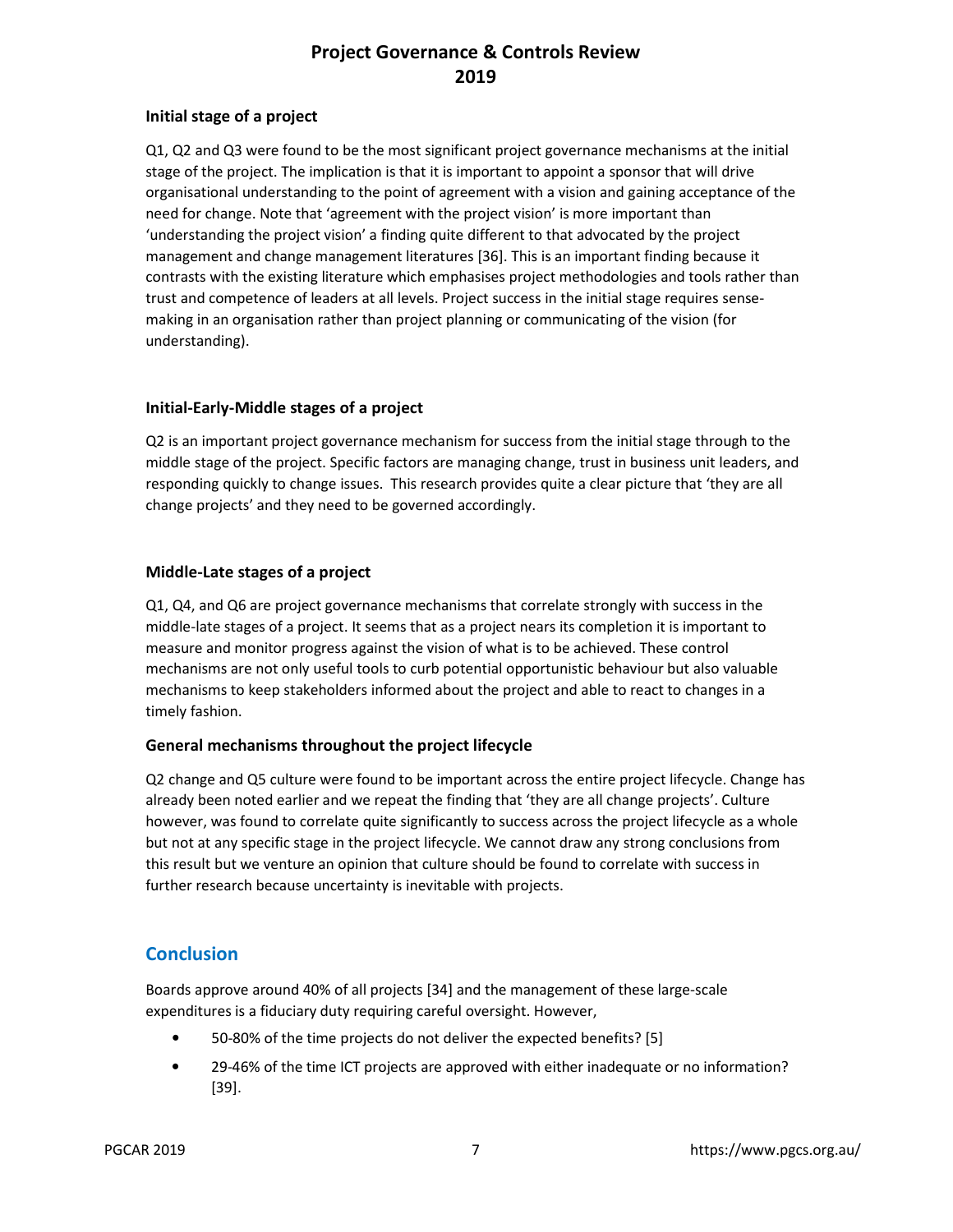### Initial stage of a project

Q1, Q2 and Q3 were found to be the most significant project governance mechanisms at the initial stage of the project. The implication is that it is important to appoint a sponsor that will drive organisational understanding to the point of agreement with a vision and gaining acceptance of the need for change. Note that 'agreement with the project vision' is more important than 'understanding the project vision' a finding quite different to that advocated by the project management and change management literatures [36]. This is an important finding because it contrasts with the existing literature which emphasises project methodologies and tools rather than trust and competence of leaders at all levels. Project success in the initial stage requires sense-making in an organisation rather than project planning or communicating of the vision (for understanding).

### Initial-Early-Middle stages of a project

Q2 is an important project governance mechanism for success from the initial stage through to the middle stage of the project. Specific factors are managing change, trust in business unit leaders, and responding quickly to change issues. This research provides quite a clear picture that 'they are all change projects' and they need to be governed accordingly.

### Middle-Late stages of a project

Q1, Q4, and Q6 are project governance mechanisms that correlate strongly with success in the middle-late stages of a project. It seems that as a project nears its completion it is important to measure and monitor progress against the vision of what is to be achieved. These control mechanisms are not only useful tools to curb potential opportunistic behaviour but also valuable mechanisms to keep stakeholders informed about the project and able to react to changes in a timely fashion.

### General mechanisms throughout the project lifecycle

Q2 change and Q5 culture were found to be important across the entire project lifecycle. Change has already been noted earlier and we repeat the finding that 'they are all change projects'. Culture however, was found to correlate quite significantly to success across the project lifecycle as a whole but not at any specific stage in the project lifecycle. We cannot draw any strong conclusions from this result but we venture an opinion that culture should be found to correlate with success in further research because uncertainty is inevitable with projects.

## Conclusion

Boards approve around 40% of all projects [34] and the management of these large-scale expenditures is a fiduciary duty requiring careful oversight. However,

- 50-80% of the time projects do not deliver the expected benefits? [5]
- 29-46% of the time ICT projects are approved with either inadequate or no information? [39].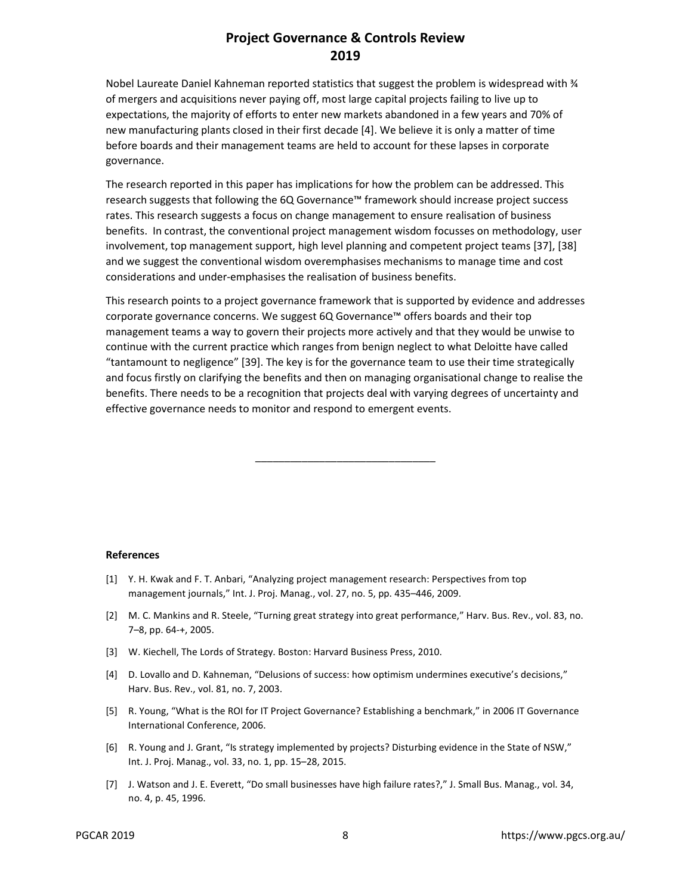Nobel Laureate Daniel Kahneman reported statistics that suggest the problem is widespread with ¾ of mergers and acquisitions never paying off, most large capital projects failing to live up to expectations, the majority of efforts to enter new markets abandoned in a few years and 70% of new manufacturing plants closed in their first decade [4]. We believe it is only a matter of time before boards and their management teams are held to account for these lapses in corporate governance.

The research reported in this paper has implications for how the problem can be addressed. This research suggests that following the 6Q Governance™ framework should increase project success rates. This research suggests a focus on change management to ensure realisation of business benefits. In contrast, the conventional project management wisdom focusses on methodology, user involvement, top management support, high level planning and competent project teams [37], [38] and we suggest the conventional wisdom overemphasises mechanisms to manage time and cost considerations and under-emphasises the realisation of business benefits.

This research points to a project governance framework that is supported by evidence and addresses corporate governance concerns. We suggest 6Q Governance™ offers boards and their top management teams a way to govern their projects more actively and that they would be unwise to continue with the current practice which ranges from benign neglect to what Deloitte have called "tantamount to negligence" [39]. The key is for the governance team to use their time strategically and focus firstly on clarifying the benefits and then on managing organisational change to realise the benefits. There needs to be a recognition that projects deal with varying degrees of uncertainty and effective governance needs to monitor and respond to emergent events.

---

**References**

[1] Y. H. Kwak and F. T. Anbari, "Analyzing project management research: Perspectives from top management journals," Int. J. Proj. Manag., vol. 27, no. 5, pp. 435–446, 2009.

[2] M. C. Mankins and R. Steele, "Turning great strategy into great performance," Harv. Bus. Rev., vol. 83, no. 7–8, pp. 64-+, 2005.

[3] W. Kiechell, The Lords of Strategy. Boston: Harvard Business Press, 2010.

[4] D. Lovallo and D. Kahneman, "Delusions of success: how optimism undermines executive's decisions," Harv. Bus. Rev., vol. 81, no. 7, 2003.

[5] R. Young, "What is the ROI for IT Project Governance? Establishing a benchmark," in 2006 IT Governance International Conference, 2006.

[6] R. Young and J. Grant, "Is strategy implemented by projects? Disturbing evidence in the State of NSW," Int. J. Proj. Manag., vol. 33, no. 1, pp. 15–28, 2015.

[7] J. Watson and J. E. Everett, "Do small businesses have high failure rates?," J. Small Bus. Manag., vol. 34, no. 4, p. 45, 1996.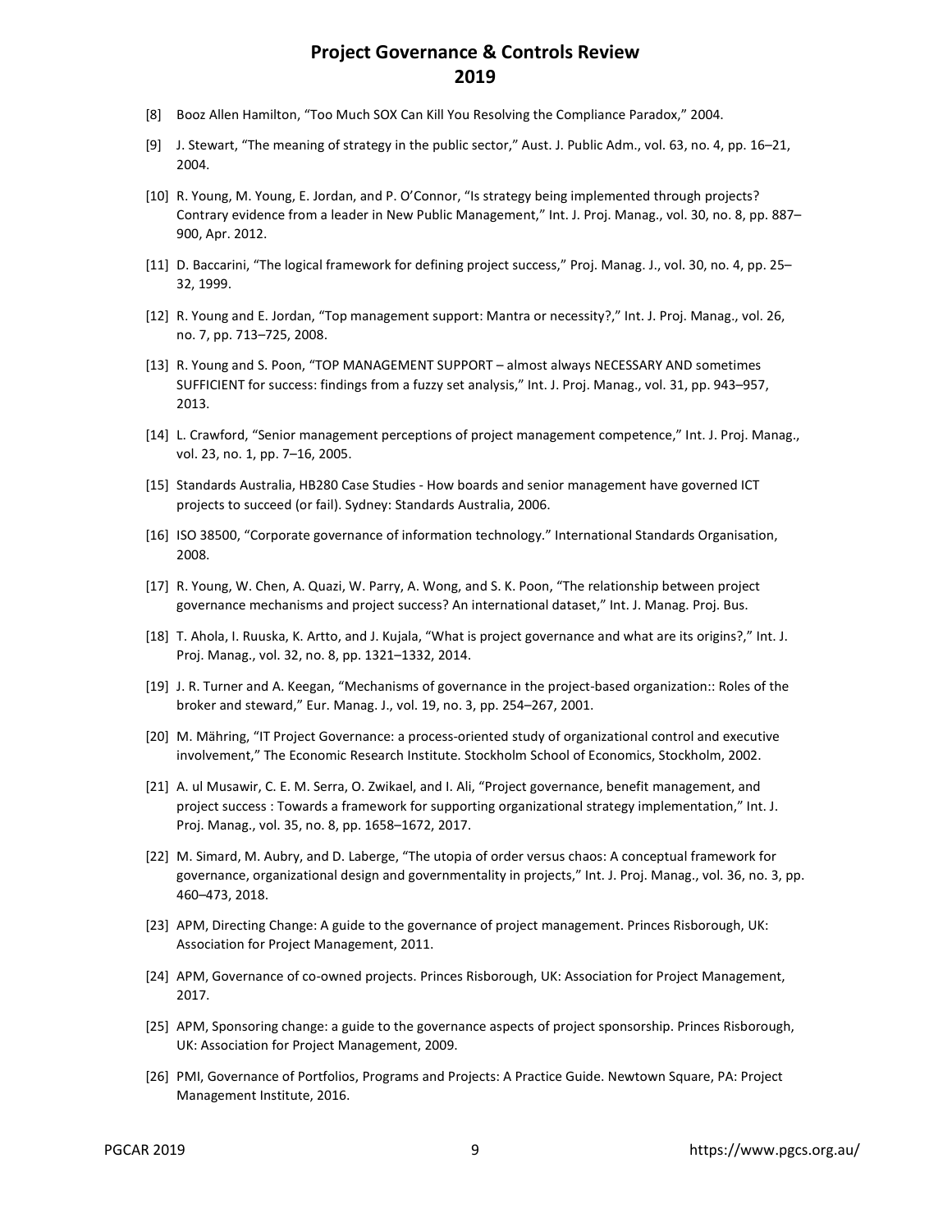[8] Booz Allen Hamilton, “Too Much SOX Can Kill You Resolving the Compliance Paradox,” 2004.

[9] J. Stewart, “The meaning of strategy in the public sector,” Aust. J. Public Adm., vol. 63, no. 4, pp. 16–21, 2004.

[10] R. Young, M. Young, E. Jordan, and P. O’Connor, “Is strategy being implemented through projects? Contrary evidence from a leader in New Public Management,” Int. J. Proj. Manag., vol. 30, no. 8, pp. 887–900, Apr. 2012.

[11] D. Baccarini, “The logical framework for defining project success,” Proj. Manag. J., vol. 30, no. 4, pp. 25–32, 1999.

[12] R. Young and E. Jordan, “Top management support: Mantra or necessity?,” Int. J. Proj. Manag., vol. 26, no. 7, pp. 713–725, 2008.

[13] R. Young and S. Poon, “TOP MANAGEMENT SUPPORT – almost always NECESSARY AND sometimes SUFFICIENT for success: findings from a fuzzy set analysis,” Int. J. Proj. Manag., vol. 31, pp. 943–957, 2013.

[14] L. Crawford, “Senior management perceptions of project management competence,” Int. J. Proj. Manag., vol. 23, no. 1, pp. 7–16, 2005.

[15] Standards Australia, HB280 Case Studies - How boards and senior management have governed ICT projects to succeed (or fail). Sydney: Standards Australia, 2006.

[16] ISO 38500, “Corporate governance of information technology.” International Standards Organisation, 2008.

[17] R. Young, W. Chen, A. Quazi, W. Parry, A. Wong, and S. K. Poon, “The relationship between project governance mechanisms and project success? An international dataset,” Int. J. Manag. Proj. Bus.

[18] T. Ahola, I. Ruuska, K. Artto, and J. Kujala, “What is project governance and what are its origins?,” Int. J. Proj. Manag., vol. 32, no. 8, pp. 1321–1332, 2014.

[19] J. R. Turner and A. Keegan, “Mechanisms of governance in the project-based organization:: Roles of the broker and steward,” Eur. Manag. J., vol. 19, no. 3, pp. 254–267, 2001.

[20] M. Mähring, “IT Project Governance: a process-oriented study of organizational control and executive involvement,” The Economic Research Institute. Stockholm School of Economics, Stockholm, 2002.

[21] A. ul Musawir, C. E. M. Serra, O. Zwikael, and I. Ali, “Project governance, benefit management, and project success : Towards a framework for supporting organizational strategy implementation,” Int. J. Proj. Manag., vol. 35, no. 8, pp. 1658–1672, 2017.

[22] M. Simard, M. Aubry, and D. Laberge, “The utopia of order versus chaos: A conceptual framework for governance, organizational design and governmentality in projects,” Int. J. Proj. Manag., vol. 36, no. 3, pp. 460–473, 2018.

[23] APM, Directing Change: A guide to the governance of project management. Princes Risborough, UK: Association for Project Management, 2011.

[24] APM, Governance of co-owned projects. Princes Risborough, UK: Association for Project Management, 2017.

[25] APM, Sponsoring change: a guide to the governance aspects of project sponsorship. Princes Risborough, UK: Association for Project Management, 2009.

[26] PMI, Governance of Portfolios, Programs and Projects: A Practice Guide. Newtown Square, PA: Project Management Institute, 2016.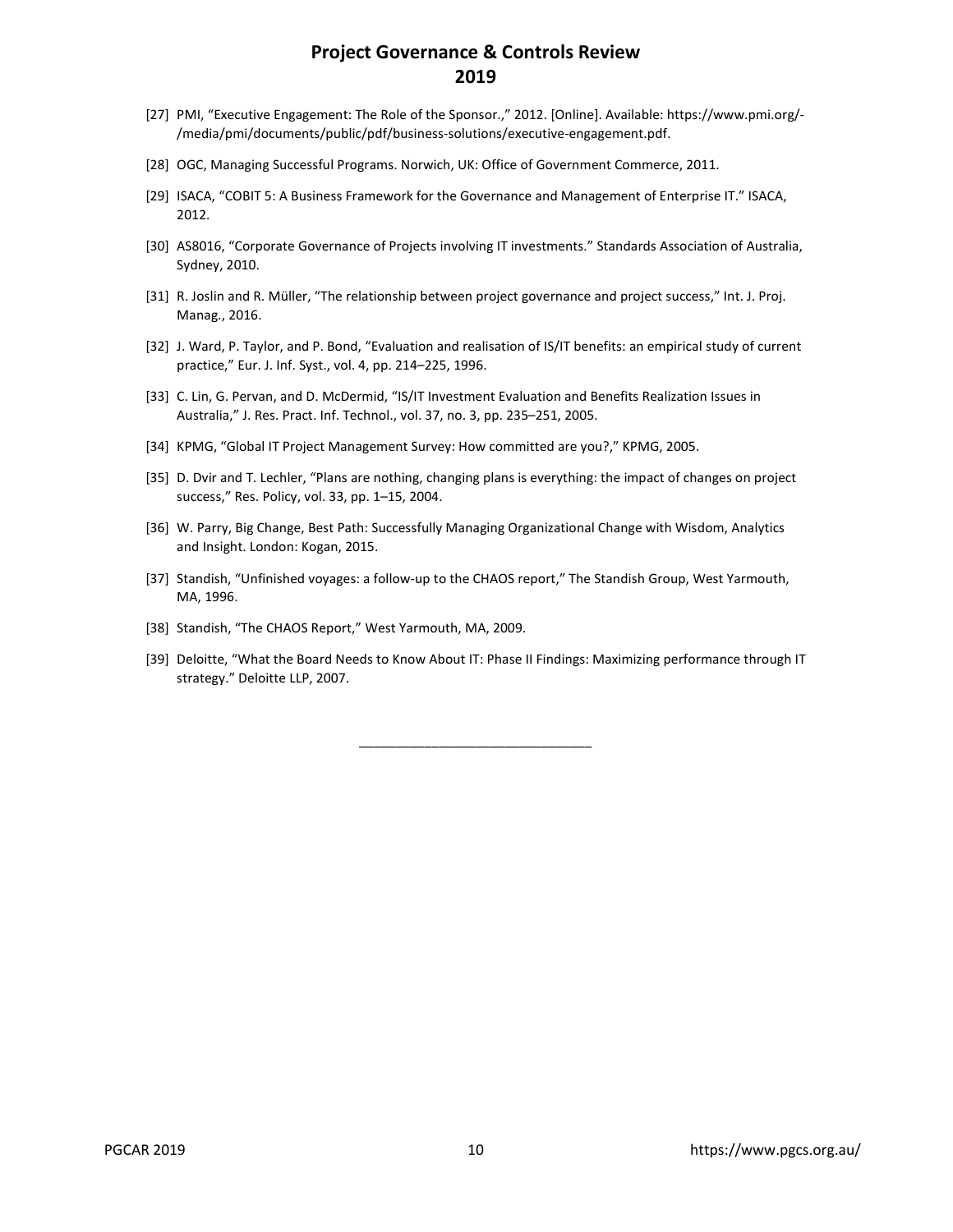[27] PMI, "Executive Engagement: The Role of the Sponsor.," 2012. [Online]. Available: https://www.pmi.org/-/media/pmi/documents/public/pdf/business-solutions/executive-engagement.pdf.

[28] OGC, Managing Successful Programs. Norwich, UK: Office of Government Commerce, 2011.

[29] ISACA, "COBIT 5: A Business Framework for the Governance and Management of Enterprise IT." ISACA, 2012.

[30] AS8016, "Corporate Governance of Projects involving IT investments." Standards Association of Australia, Sydney, 2010.

[31] R. Joslin and R. Müller, "The relationship between project governance and project success," Int. J. Proj. Manag., 2016.

[32] J. Ward, P. Taylor, and P. Bond, "Evaluation and realisation of IS/IT benefits: an empirical study of current practice," Eur. J. Inf. Syst., vol. 4, pp. 214–225, 1996.

[33] C. Lin, G. Pervan, and D. McDermid, "IS/IT Investment Evaluation and Benefits Realization Issues in Australia," J. Res. Pract. Inf. Technol., vol. 37, no. 3, pp. 235–251, 2005.

[34] KPMG, "Global IT Project Management Survey: How committed are you?," KPMG, 2005.

[35] D. Dvir and T. Lechler, "Plans are nothing, changing plans is everything: the impact of changes on project success," Res. Policy, vol. 33, pp. 1–15, 2004.

[36] W. Parry, Big Change, Best Path: Successfully Managing Organizational Change with Wisdom, Analytics and Insight. London: Kogan, 2015.

[37] Standish, "Unfinished voyages: a follow-up to the CHAOS report," The Standish Group, West Yarmouth, MA, 1996.

[38] Standish, "The CHAOS Report," West Yarmouth, MA, 2009.

[39] Deloitte, "What the Board Needs to Know About IT: Phase II Findings: Maximizing performance through IT strategy." Deloitte LLP, 2007.

---